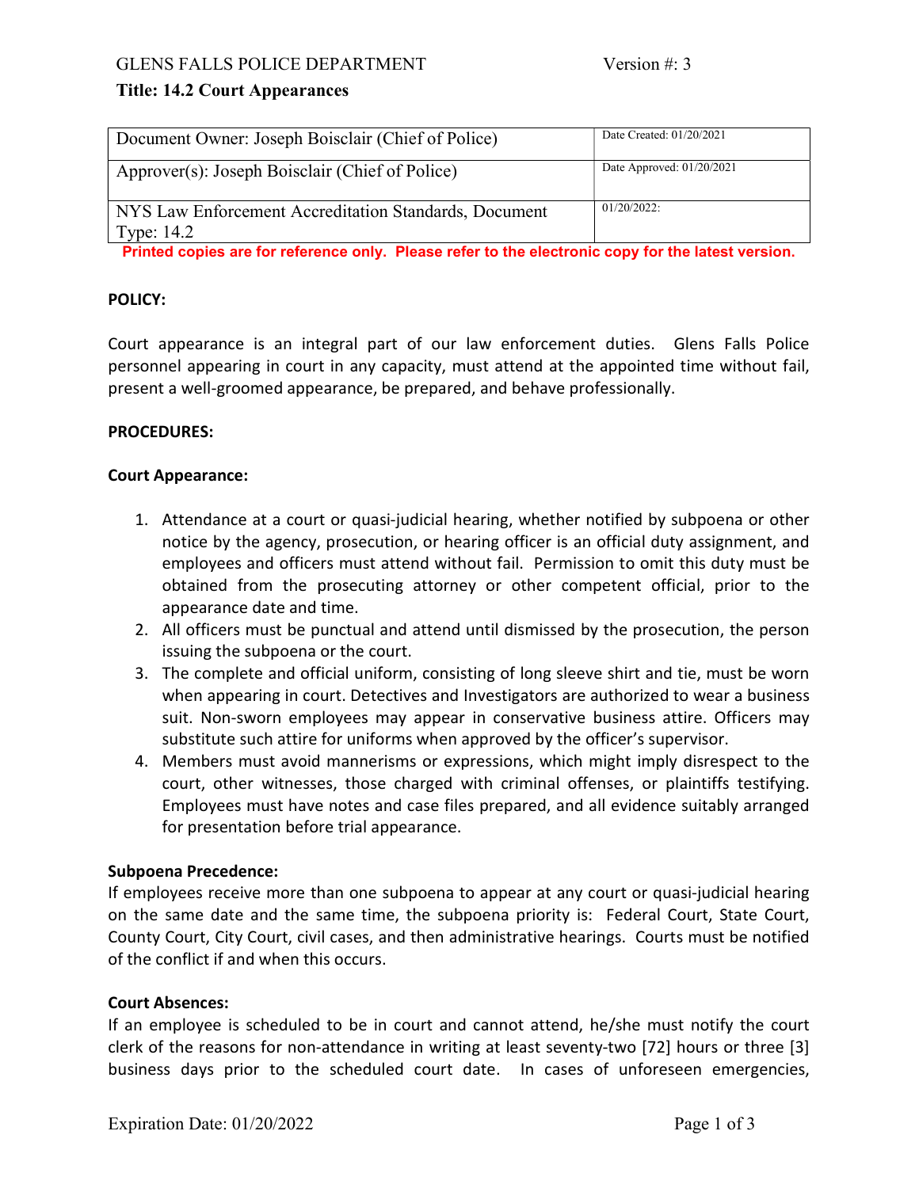GLENS FALLS POLICE DEPARTMENT Version #: 3

**Title: 14.2 Court Appearances**

| Document Owner: Joseph Boisclair (Chief of Police) | Date Created: 01/20/2021 |
|---|---|
| Approver(s): Joseph Boisclair (Chief of Police) | Date Approved: 01/20/2021 |
| NYS Law Enforcement Accreditation Standards, Document Type: 14.2 | 01/20/2022: |

**Printed copies are for reference only. Please refer to the electronic copy for the latest version.**

**POLICY:**

Court appearance is an integral part of our law enforcement duties. Glens Falls Police personnel appearing in court in any capacity, must attend at the appointed time without fail, present a well-groomed appearance, be prepared, and behave professionally.

**PROCEDURES:**

**Court Appearance:**

1. Attendance at a court or quasi-judicial hearing, whether notified by subpoena or other notice by the agency, prosecution, or hearing officer is an official duty assignment, and employees and officers must attend without fail. Permission to omit this duty must be obtained from the prosecuting attorney or other competent official, prior to the appearance date and time.
2. All officers must be punctual and attend until dismissed by the prosecution, the person issuing the subpoena or the court.
3. The complete and official uniform, consisting of long sleeve shirt and tie, must be worn when appearing in court. Detectives and Investigators are authorized to wear a business suit. Non-sworn employees may appear in conservative business attire. Officers may substitute such attire for uniforms when approved by the officer's supervisor.
4. Members must avoid mannerisms or expressions, which might imply disrespect to the court, other witnesses, those charged with criminal offenses, or plaintiffs testifying. Employees must have notes and case files prepared, and all evidence suitably arranged for presentation before trial appearance.

**Subpoena Precedence:**

If employees receive more than one subpoena to appear at any court or quasi-judicial hearing on the same date and the same time, the subpoena priority is: Federal Court, State Court, County Court, City Court, civil cases, and then administrative hearings. Courts must be notified of the conflict if and when this occurs.

**Court Absences:**

If an employee is scheduled to be in court and cannot attend, he/she must notify the court clerk of the reasons for non-attendance in writing at least seventy-two [72] hours or three [3] business days prior to the scheduled court date. In cases of unforeseen emergencies,

Expiration Date: 01/20/2022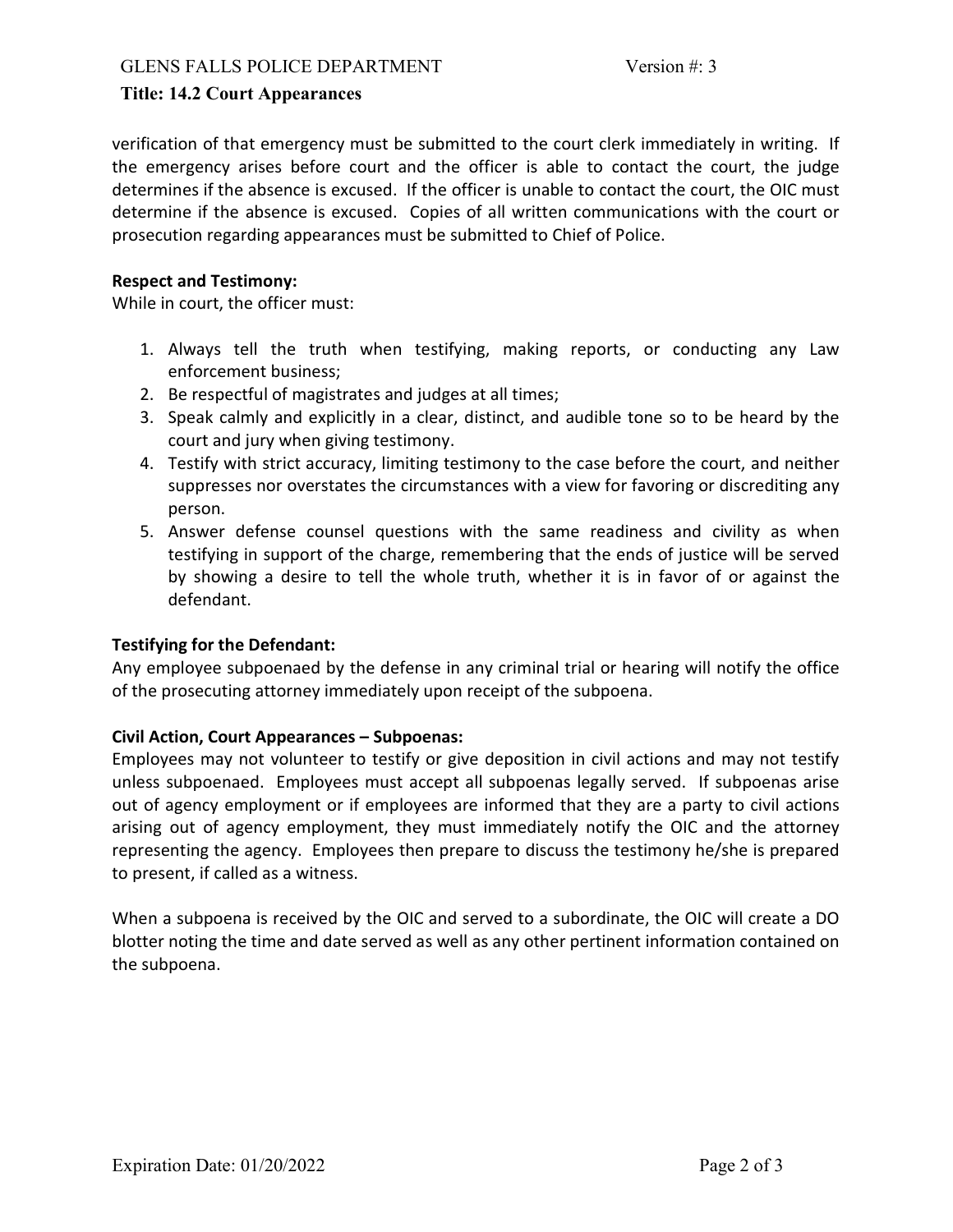verification of that emergency must be submitted to the court clerk immediately in writing. If the emergency arises before court and the officer is able to contact the court, the judge determines if the absence is excused. If the officer is unable to contact the court, the OIC must determine if the absence is excused. Copies of all written communications with the court or prosecution regarding appearances must be submitted to Chief of Police.

**Respect and Testimony:**
While in court, the officer must:

1. Always tell the truth when testifying, making reports, or conducting any Law enforcement business;
2. Be respectful of magistrates and judges at all times;
3. Speak calmly and explicitly in a clear, distinct, and audible tone so to be heard by the court and jury when giving testimony.
4. Testify with strict accuracy, limiting testimony to the case before the court, and neither suppresses nor overstates the circumstances with a view for favoring or discrediting any person.
5. Answer defense counsel questions with the same readiness and civility as when testifying in support of the charge, remembering that the ends of justice will be served by showing a desire to tell the whole truth, whether it is in favor of or against the defendant.

**Testifying for the Defendant:**
Any employee subpoenaed by the defense in any criminal trial or hearing will notify the office of the prosecuting attorney immediately upon receipt of the subpoena.

**Civil Action, Court Appearances – Subpoenas:**
Employees may not volunteer to testify or give deposition in civil actions and may not testify unless subpoenaed. Employees must accept all subpoenas legally served. If subpoenas arise out of agency employment or if employees are informed that they are a party to civil actions arising out of agency employment, they must immediately notify the OIC and the attorney representing the agency. Employees then prepare to discuss the testimony he/she is prepared to present, if called as a witness.

When a subpoena is received by the OIC and served to a subordinate, the OIC will create a DO blotter noting the time and date served as well as any other pertinent information contained on the subpoena.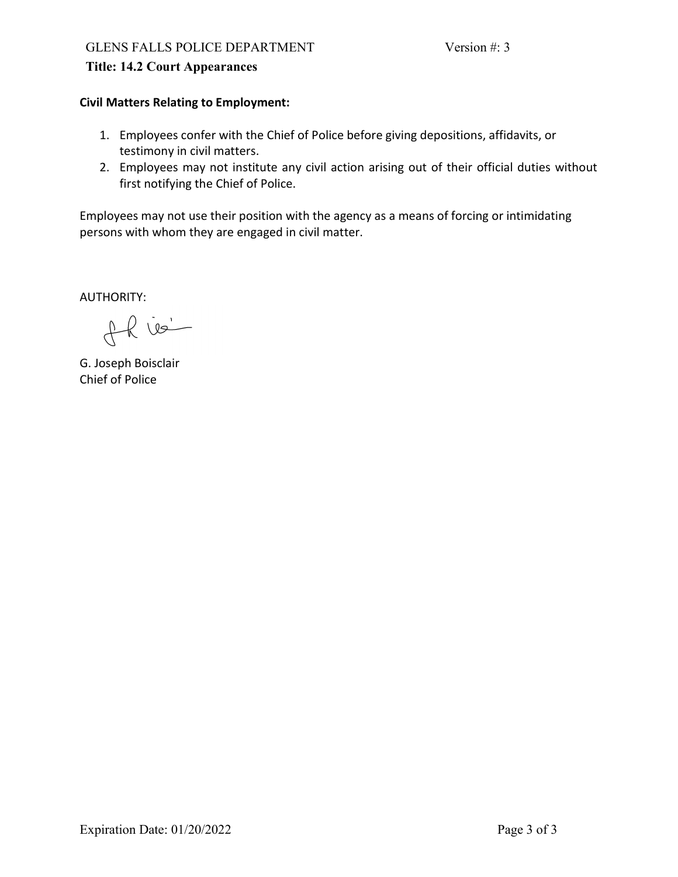**Civil Matters Relating to Employment:**

1. Employees confer with the Chief of Police before giving depositions, affidavits, or testimony in civil matters.
2. Employees may not institute any civil action arising out of their official duties without first notifying the Chief of Police.

Employees may not use their position with the agency as a means of forcing or intimidating persons with whom they are engaged in civil matter.

AUTHORITY:

G. Joseph Boisclair
Chief of Police